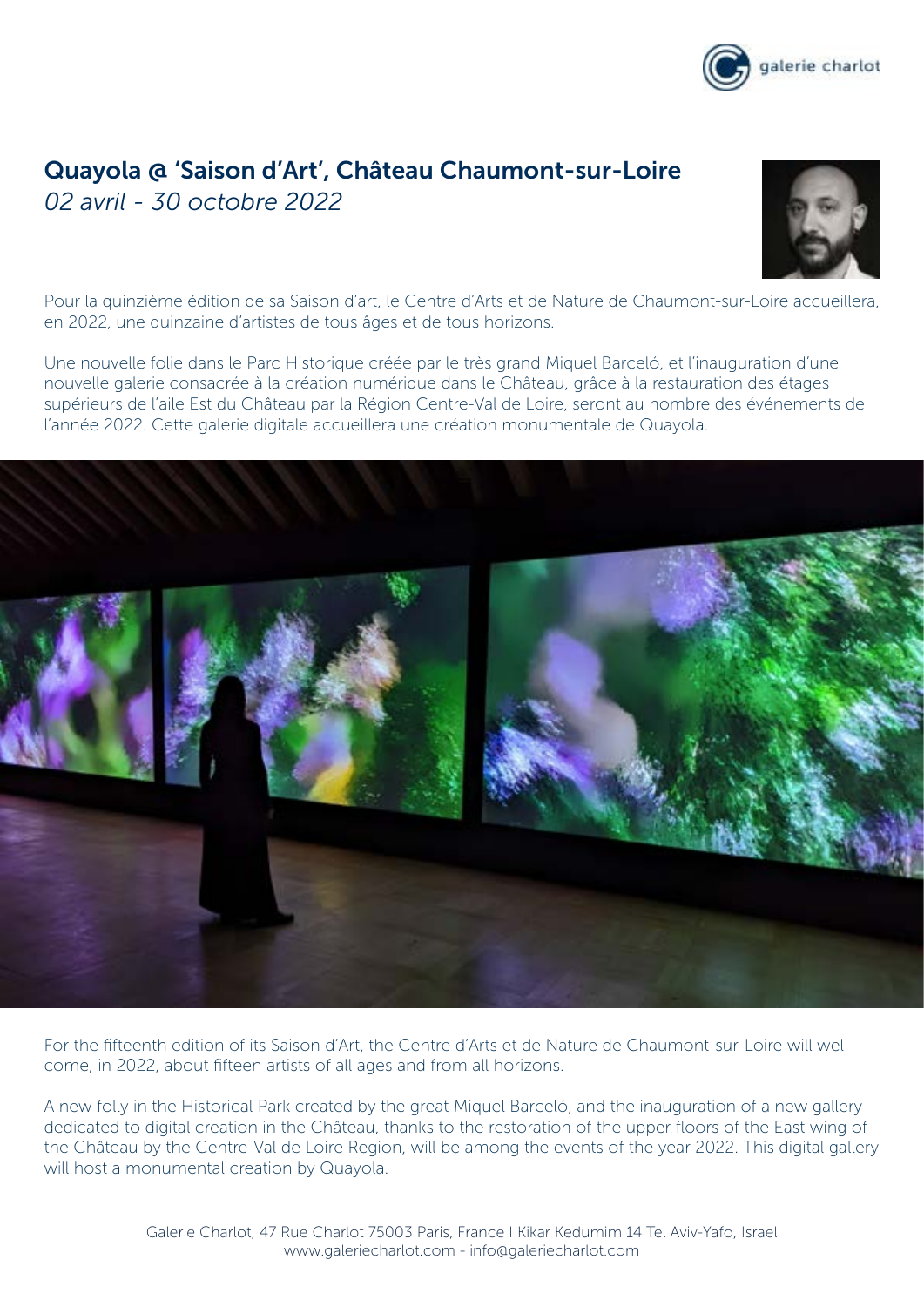# Quayola @ 'Saison d'Art', Château Chaumont-sur-Loire

*02 avril - 30 octobre 2022*

Pour la quinzième édition de sa Saison d'art, le Centre d'Arts et de Nature de Chaumont-sur-Loire accueillera, en 2022, une quinzaine d'artistes de tous âges et de tous horizons.

Une nouvelle folie dans le Parc Historique créée par le très grand Miquel Barceló, et l'inauguration d'une nouvelle galerie consacrée à la création numérique dans le Château, grâce à la restauration des étages supérieurs de l'aile Est du Château par la Région Centre-Val de Loire, seront au nombre des événements de l'année 2022. Cette galerie digitale accueillera une création monumentale de Quayola.

For the fifteenth edition of its Saison d'Art, the Centre d'Arts et de Nature de Chaumont-sur-Loire will welcome, in 2022, about fifteen artists of all ages and from all horizons.

A new folly in the Historical Park created by the great Miquel Barceló, and the inauguration of a new gallery dedicated to digital creation in the Château, thanks to the restoration of the upper floors of the East wing of the Château by the Centre-Val de Loire Region, will be among the events of the year 2022. This digital gallery will host a monumental creation by Quayola.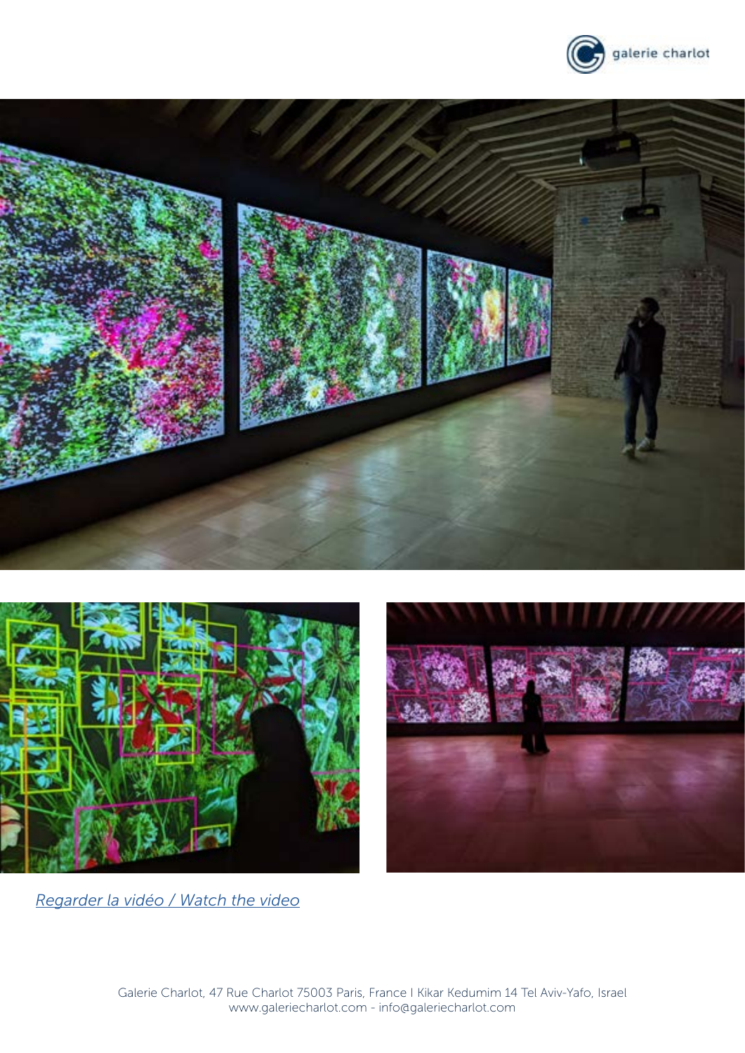*Regarder la vidéo / Watch the video*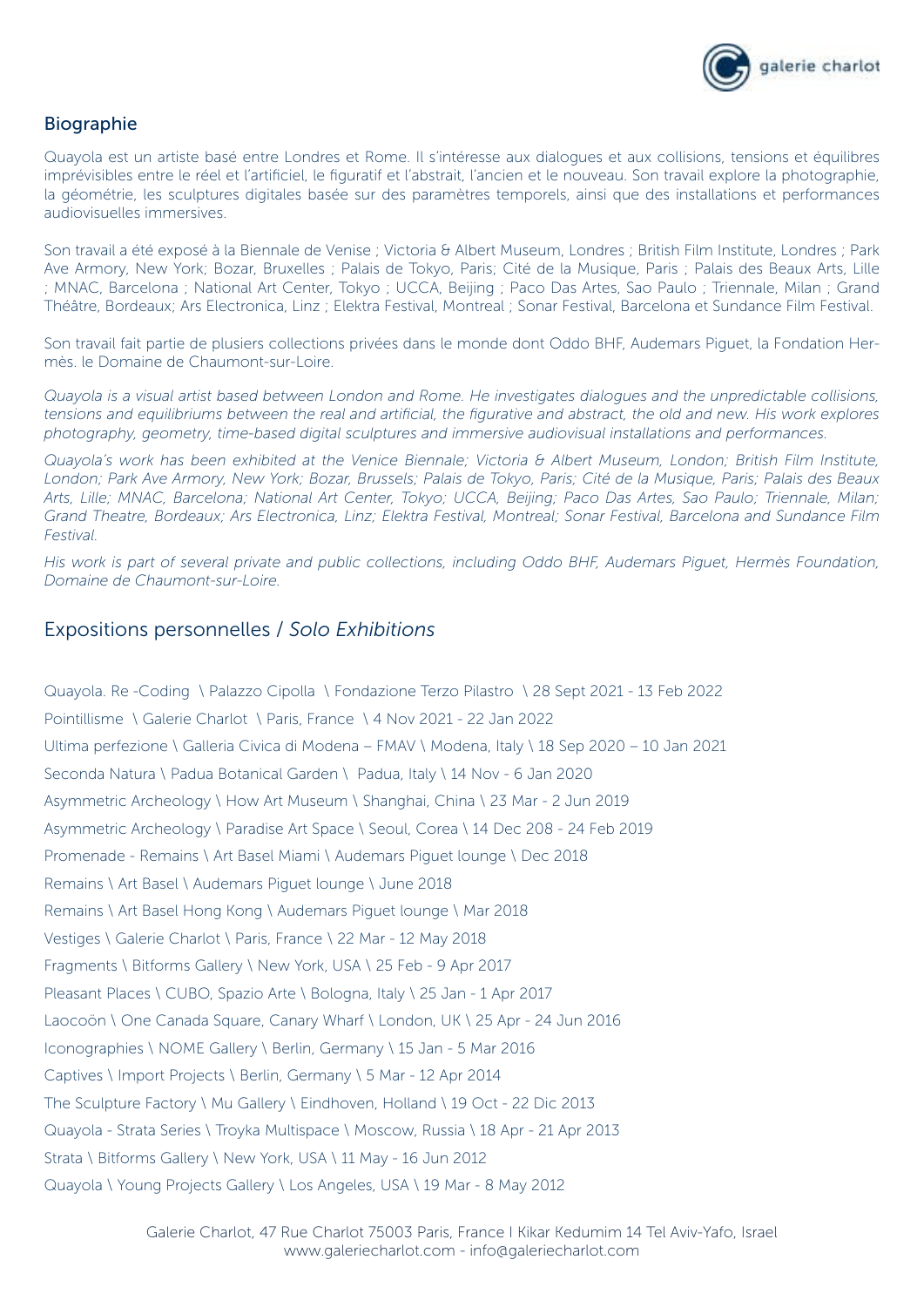## Biographie

Quayola est un artiste basé entre Londres et Rome. Il s'intéresse aux dialogues et aux collisions, tensions et équilibres imprévisibles entre le réel et l'artificiel, le figuratif et l'abstrait, l'ancien et le nouveau. Son travail explore la photographie, la géométrie, les sculptures digitales basée sur des paramètres temporels, ainsi que des installations et performances audiovisuelles immersives.

Son travail a été exposé à la Biennale de Venise ; Victoria & Albert Museum, Londres ; British Film Institute, Londres ; Park Ave Armory, New York; Bozar, Bruxelles ; Palais de Tokyo, Paris; Cité de la Musique, Paris ; Palais des Beaux Arts, Lille ; MNAC, Barcelona ; National Art Center, Tokyo ; UCCA, Beijing ; Paco Das Artes, Sao Paulo ; Triennale, Milan ; Grand Théâtre, Bordeaux; Ars Electronica, Linz ; Elektra Festival, Montreal ; Sonar Festival, Barcelona et Sundance Film Festival.

Son travail fait partie de plusiers collections privées dans le monde dont Oddo BHF, Audemars Piguet, la Fondation Hermès. le Domaine de Chaumont-sur-Loire.

*Quayola is a visual artist based between London and Rome. He investigates dialogues and the unpredictable collisions, tensions and equilibriums between the real and artificial, the figurative and abstract, the old and new. His work explores photography, geometry, time-based digital sculptures and immersive audiovisual installations and performances.*

*Quayola's work has been exhibited at the Venice Biennale; Victoria & Albert Museum, London; British Film Institute, London; Park Ave Armory, New York; Bozar, Brussels; Palais de Tokyo, Paris; Cité de la Musique, Paris; Palais des Beaux Arts, Lille; MNAC, Barcelona; National Art Center, Tokyo; UCCA, Beijing; Paco Das Artes, Sao Paulo; Triennale, Milan; Grand Theatre, Bordeaux; Ars Electronica, Linz; Elektra Festival, Montreal; Sonar Festival, Barcelona and Sundance Film Festival.*

*His work is part of several private and public collections, including Oddo BHF, Audemars Piguet, Hermès Foundation, Domaine de Chaumont-sur-Loire.*

## Expositions personnelles / *Solo Exhibitions*

Quayola. Re -Coding \ Palazzo Cipolla \ Fondazione Terzo Pilastro \ 28 Sept 2021 - 13 Feb 2022

Pointillisme \ Galerie Charlot \ Paris, France \ 4 Nov 2021 - 22 Jan 2022

Ultima perfezione \ Galleria Civica di Modena – FMAV \ Modena, Italy \ 18 Sep 2020 – 10 Jan 2021

Seconda Natura \ Padua Botanical Garden \ Padua, Italy \ 14 Nov - 6 Jan 2020

Asymmetric Archeology \ How Art Museum \ Shanghai, China \ 23 Mar - 2 Jun 2019

Asymmetric Archeology \ Paradise Art Space \ Seoul, Corea \ 14 Dec 208 - 24 Feb 2019

Promenade - Remains \ Art Basel Miami \ Audemars Piguet lounge \ Dec 2018

Remains \ Art Basel \ Audemars Piguet lounge \ June 2018

Remains \ Art Basel Hong Kong \ Audemars Piguet lounge \ Mar 2018

Vestiges \ Galerie Charlot \ Paris, France \ 22 Mar - 12 May 2018

Fragments \ Bitforms Gallery \ New York, USA \ 25 Feb - 9 Apr 2017

Pleasant Places \ CUBO, Spazio Arte \ Bologna, Italy \ 25 Jan - 1 Apr 2017

Laocoön \ One Canada Square, Canary Wharf \ London, UK \ 25 Apr - 24 Jun 2016

Iconographies \ NOME Gallery \ Berlin, Germany \ 15 Jan - 5 Mar 2016

Captives \ Import Projects \ Berlin, Germany \ 5 Mar - 12 Apr 2014

The Sculpture Factory \ Mu Gallery \ Eindhoven, Holland \ 19 Oct - 22 Dic 2013

Quayola - Strata Series \ Troyka Multispace \ Moscow, Russia \ 18 Apr - 21 Apr 2013

Strata \ Bitforms Gallery \ New York, USA \ 11 May - 16 Jun 2012

Quayola \ Young Projects Gallery \ Los Angeles, USA \ 19 Mar - 8 May 2012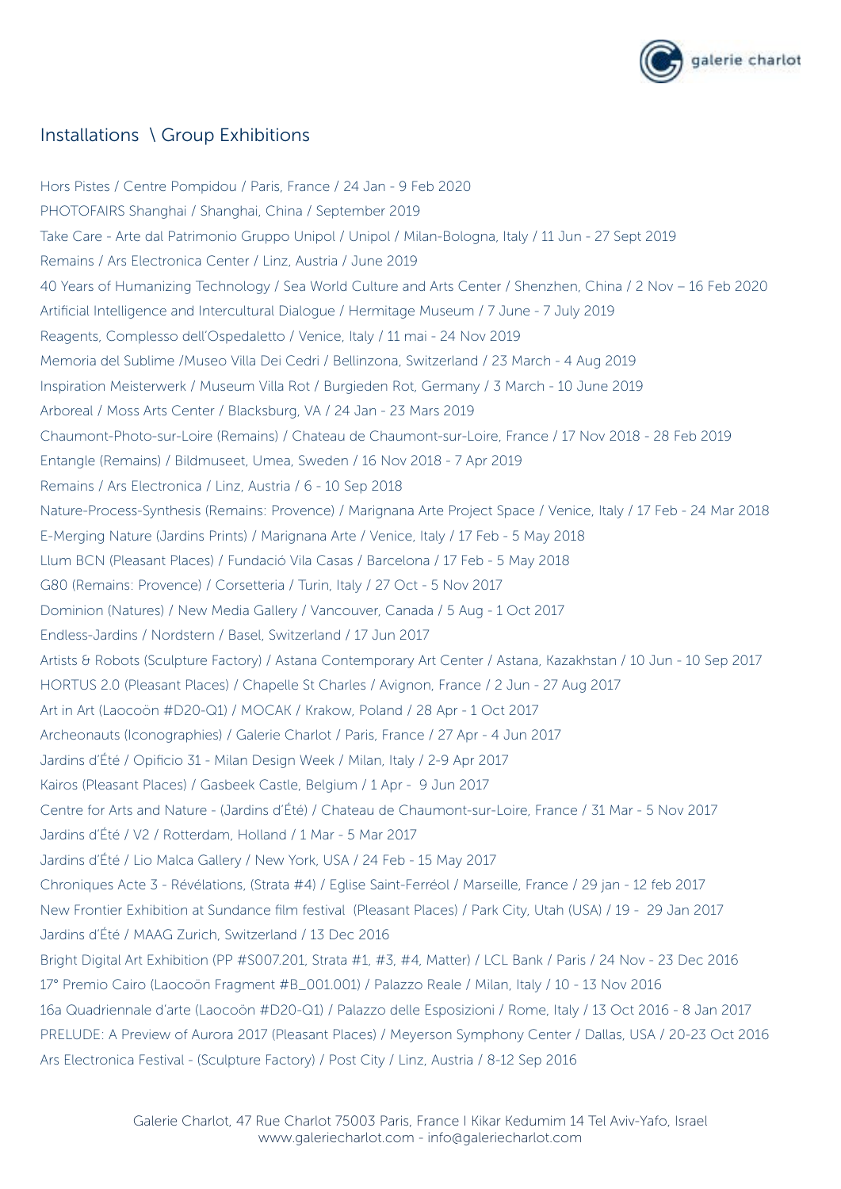## Installations \ Group Exhibitions

Hors Pistes / Centre Pompidou / Paris, France / 24 Jan - 9 Feb 2020
PHOTOFAIRS Shanghai / Shanghai, China / September 2019
Take Care - Arte dal Patrimonio Gruppo Unipol / Unipol / Milan-Bologna, Italy / 11 Jun - 27 Sept 2019
Remains / Ars Electronica Center / Linz, Austria / June 2019
40 Years of Humanizing Technology / Sea World Culture and Arts Center / Shenzhen, China / 2 Nov – 16 Feb 2020
Artificial Intelligence and Intercultural Dialogue / Hermitage Museum / 7 June - 7 July 2019
Reagents, Complesso dell'Ospedaletto / Venice, Italy / 11 mai - 24 Nov 2019
Memoria del Sublime /Museo Villa Dei Cedri / Bellinzona, Switzerland / 23 March - 4 Aug 2019
Inspiration Meisterwerk / Museum Villa Rot / Burgieden Rot, Germany / 3 March - 10 June 2019
Arboreal / Moss Arts Center / Blacksburg, VA / 24 Jan - 23 Mars 2019
Chaumont-Photo-sur-Loire (Remains) / Chateau de Chaumont-sur-Loire, France / 17 Nov 2018 - 28 Feb 2019
Entangle (Remains) / Bildmuseet, Umea, Sweden / 16 Nov 2018 - 7 Apr 2019
Remains / Ars Electronica / Linz, Austria / 6 - 10 Sep 2018
Nature-Process-Synthesis (Remains: Provence) / Marignana Arte Project Space / Venice, Italy / 17 Feb - 24 Mar 2018
E-Merging Nature (Jardins Prints) / Marignana Arte / Venice, Italy / 17 Feb - 5 May 2018
Llum BCN (Pleasant Places) / Fundació Vila Casas / Barcelona / 17 Feb - 5 May 2018
G80 (Remains: Provence) / Corsetteria / Turin, Italy / 27 Oct - 5 Nov 2017
Dominion (Natures) / New Media Gallery / Vancouver, Canada / 5 Aug - 1 Oct 2017
Endless-Jardins / Nordstern / Basel, Switzerland / 17 Jun 2017
Artists & Robots (Sculpture Factory) / Astana Contemporary Art Center / Astana, Kazakhstan / 10 Jun - 10 Sep 2017
HORTUS 2.0 (Pleasant Places) / Chapelle St Charles / Avignon, France / 2 Jun - 27 Aug 2017
Art in Art (Laocoön #D20-Q1) / MOCAK / Krakow, Poland / 28 Apr - 1 Oct 2017
Archeonauts (Iconographies) / Galerie Charlot / Paris, France / 27 Apr - 4 Jun 2017
Jardins d'Été / Opificio 31 - Milan Design Week / Milan, Italy / 2-9 Apr 2017
Kairos (Pleasant Places) / Gasbeek Castle, Belgium / 1 Apr - 9 Jun 2017
Centre for Arts and Nature - (Jardins d'Été) / Chateau de Chaumont-sur-Loire, France / 31 Mar - 5 Nov 2017
Jardins d'Été / V2 / Rotterdam, Holland / 1 Mar - 5 Mar 2017
Jardins d'Été / Lio Malca Gallery / New York, USA / 24 Feb - 15 May 2017
Chroniques Acte 3 - Révélations, (Strata #4) / Eglise Saint-Ferréol / Marseille, France / 29 jan - 12 feb 2017
New Frontier Exhibition at Sundance film festival (Pleasant Places) / Park City, Utah (USA) / 19 - 29 Jan 2017
Jardins d'Été / MAAG Zurich, Switzerland / 13 Dec 2016
Bright Digital Art Exhibition (PP #S007.201, Strata #1, #3, #4, Matter) / LCL Bank / Paris / 24 Nov - 23 Dec 2016
17° Premio Cairo (Laocoön Fragment #B_001.001) / Palazzo Reale / Milan, Italy / 10 - 13 Nov 2016
16a Quadriennale d'arte (Laocoön #D20-Q1) / Palazzo delle Esposizioni / Rome, Italy / 13 Oct 2016 - 8 Jan 2017
PRELUDE: A Preview of Aurora 2017 (Pleasant Places) / Meyerson Symphony Center / Dallas, USA / 20-23 Oct 2016
Ars Electronica Festival - (Sculpture Factory) / Post City / Linz, Austria / 8-12 Sep 2016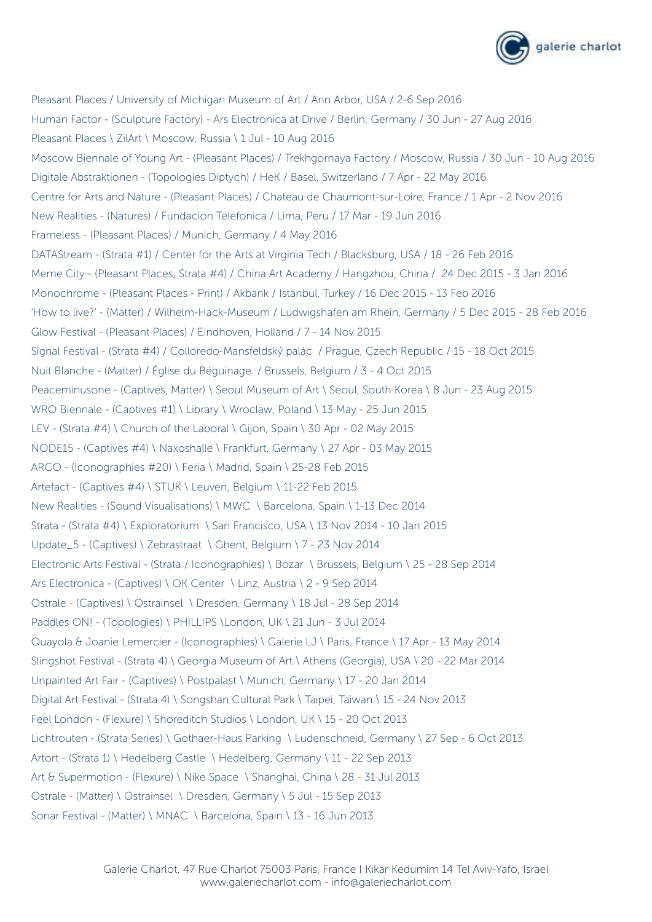Pleasant Places / University of Michigan Museum of Art / Ann Arbor, USA / 2-6 Sep 2016
Human Factor - (Sculpture Factory) - Ars Electronica at Drive / Berlin, Germany / 30 Jun - 27 Aug 2016
Pleasant Places \ ZilArt \ Moscow, Russia \ 1 Jul - 10 Aug 2016
Moscow Biennale of Young Art - (Pleasant Places) / Trekhgornaya Factory / Moscow, Russia / 30 Jun - 10 Aug 2016
Digitale Abstraktionen - (Topologies Diptych) / HeK / Basel, Switzerland / 7 Apr - 22 May 2016
Centre for Arts and Nature - (Pleasant Places) / Chateau de Chaumont-sur-Loire, France / 1 Apr - 2 Nov 2016
New Realities - (Natures) / Fundacion Telefonica / Lima, Peru / 17 Mar - 19 Jun 2016
Frameless - (Pleasant Places) / Munich, Germany / 4 May 2016
DATAStream - (Strata #1) / Center for the Arts at Virginia Tech / Blacksburg, USA / 18 - 26 Feb 2016
Meme City - (Pleasant Places, Strata #4) / China Art Academy / Hangzhou, China / 24 Dec 2015 - 3 Jan 2016
Monochrome - (Pleasant Places - Print) / Akbank / Istanbul, Turkey / 16 Dec 2015 - 13 Feb 2016
'How to live?' - (Matter) / Wilhelm-Hack-Museum / Ludwigshafen am Rhein, Germany / 5 Dec 2015 - 28 Feb 2016
Glow Festival - (Pleasant Places) / Eindhoven, Holland / 7 - 14 Nov 2015
Signal Festival - (Strata #4) / Colloredo-Mansfeldský palác / Prague, Czech Republic / 15 - 18 Oct 2015
Nuit Blanche - (Matter) / Église du Béguinage / Brussels, Belgium / 3 - 4 Oct 2015
Peaceminusone - (Captives, Matter) \ Seoul Museum of Art \ Seoul, South Korea \ 8 Jun - 23 Aug 2015
WRO Biennale - (Captives #1) \ Library \ Wroclaw, Poland \ 13 May - 25 Jun 2015
LEV - (Strata #4) \ Church of the Laboral \ Gijon, Spain \ 30 Apr - 02 May 2015
NODE15 - (Captives #4) \ Naxoshalle \ Frankfurt, Germany \ 27 Apr - 03 May 2015
ARCO - (Iconographies #20) \ Feria \ Madrid, Spain \ 25-28 Feb 2015
Artefact - (Captives #4) \ STUK \ Leuven, Belgium \ 11-22 Feb 2015
New Realities - (Sound Visualisations) \ MWC \ Barcelona, Spain \ 1-13 Dec 2014
Strata - (Strata #4) \ Exploratorium \ San Francisco, USA \ 13 Nov 2014 - 10 Jan 2015
Update_5 - (Captives) \ Zebrastraat \ Ghent, Belgium \ 7 - 23 Nov 2014
Electronic Arts Festival - (Strata / Iconographies) \ Bozar \ Brussels, Belgium \ 25 - 28 Sep 2014
Ars Electronica - (Captives) \ OK Center \ Linz, Austria \ 2 - 9 Sep 2014
Ostrale - (Captives) \ Ostrainsel \ Dresden, Germany \ 18 Jul - 28 Sep 2014
Paddles ON! - (Topologies) \ PHILLIPS \London, UK \ 21 Jun - 3 Jul 2014
Quayola & Joanie Lemercier - (Iconographies) \ Galerie LJ \ Paris, France \ 17 Apr - 13 May 2014
Slingshot Festival - (Strata 4) \ Georgia Museum of Art \ Athens (Georgia), USA \ 20 - 22 Mar 2014
Unpainted Art Fair - (Captives) \ Postpalast \ Munich, Germany \ 17 - 20 Jan 2014
Digital Art Festival - (Strata 4) \ Songshan Cultural Park \ Taipei, Taiwan \ 15 - 24 Nov 2013
Feel London - (Flexure) \ Shoreditch Studios \ London, UK \ 15 - 20 Oct 2013
Lichtrouten - (Strata Series) \ Gothaer-Haus Parking \ Ludenschneid, Germany \ 27 Sep - 6 Oct 2013
Artort - (Strata 1) \ Hedelberg Castle \ Hedelberg, Germany \ 11 - 22 Sep 2013
Art & Supermotion - (Flexure) \ Nike Space \ Shanghai, China \ 28 - 31 Jul 2013
Ostrale - (Matter) \ Ostrainsel \ Dresden, Germany \ 5 Jul - 15 Sep 2013
Sonar Festival - (Matter) \ MNAC \ Barcelona, Spain \ 13 - 16 Jun 2013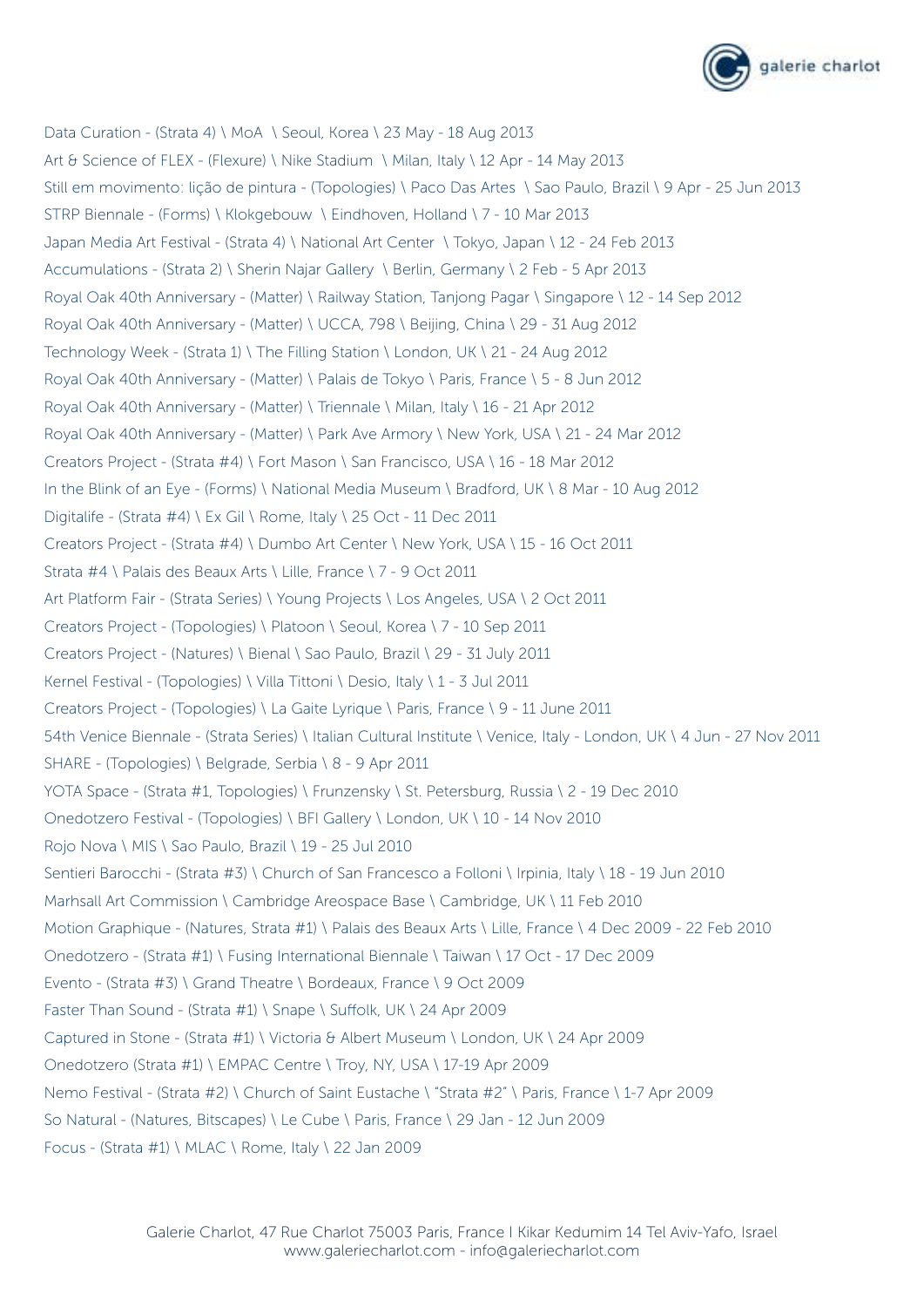Data Curation - (Strata 4) \ MoA \ Seoul, Korea \ 23 May - 18 Aug 2013

Art & Science of FLEX - (Flexure) \ Nike Stadium \ Milan, Italy \ 12 Apr - 14 May 2013

Still em movimento: lição de pintura - (Topologies) \ Paco Das Artes \ Sao Paulo, Brazil \ 9 Apr - 25 Jun 2013

STRP Biennale - (Forms) \ Klokgebouw \ Eindhoven, Holland \ 7 - 10 Mar 2013

Japan Media Art Festival - (Strata 4) \ National Art Center \ Tokyo, Japan \ 12 - 24 Feb 2013

Accumulations - (Strata 2) \ Sherin Najar Gallery \ Berlin, Germany \ 2 Feb - 5 Apr 2013

Royal Oak 40th Anniversary - (Matter) \ Railway Station, Tanjong Pagar \ Singapore \ 12 - 14 Sep 2012

Royal Oak 40th Anniversary - (Matter) \ UCCA, 798 \ Beijing, China \ 29 - 31 Aug 2012

Technology Week - (Strata 1) \ The Filling Station \ London, UK \ 21 - 24 Aug 2012

Royal Oak 40th Anniversary - (Matter) \ Palais de Tokyo \ Paris, France \ 5 - 8 Jun 2012

Royal Oak 40th Anniversary - (Matter) \ Triennale \ Milan, Italy \ 16 - 21 Apr 2012

Royal Oak 40th Anniversary - (Matter) \ Park Ave Armory \ New York, USA \ 21 - 24 Mar 2012

Creators Project - (Strata #4) \ Fort Mason \ San Francisco, USA \ 16 - 18 Mar 2012

In the Blink of an Eye - (Forms) \ National Media Museum \ Bradford, UK \ 8 Mar - 10 Aug 2012

Digitalife - (Strata #4) \ Ex Gil \ Rome, Italy \ 25 Oct - 11 Dec 2011

Creators Project - (Strata #4) \ Dumbo Art Center \ New York, USA \ 15 - 16 Oct 2011

Strata #4 \ Palais des Beaux Arts \ Lille, France \ 7 - 9 Oct 2011

Art Platform Fair - (Strata Series) \ Young Projects \ Los Angeles, USA \ 2 Oct 2011

Creators Project - (Topologies) \ Platoon \ Seoul, Korea \ 7 - 10 Sep 2011

Creators Project - (Natures) \ Bienal \ Sao Paulo, Brazil \ 29 - 31 July 2011

Kernel Festival - (Topologies) \ Villa Tittoni \ Desio, Italy \ 1 - 3 Jul 2011

Creators Project - (Topologies) \ La Gaite Lyrique \ Paris, France \ 9 - 11 June 2011

54th Venice Biennale - (Strata Series) \ Italian Cultural Institute \ Venice, Italy - London, UK \ 4 Jun - 27 Nov 2011

SHARE - (Topologies) \ Belgrade, Serbia \ 8 - 9 Apr 2011

YOTA Space - (Strata #1, Topologies) \ Frunzensky \ St. Petersburg, Russia \ 2 - 19 Dec 2010

Onedotzero Festival - (Topologies) \ BFI Gallery \ London, UK \ 10 - 14 Nov 2010

Rojo Nova \ MIS \ Sao Paulo, Brazil \ 19 - 25 Jul 2010

Sentieri Barocchi - (Strata #3) \ Church of San Francesco a Folloni \ Irpinia, Italy \ 18 - 19 Jun 2010

Marhsall Art Commission \ Cambridge Areospace Base \ Cambridge, UK \ 11 Feb 2010

Motion Graphique - (Natures, Strata #1) \ Palais des Beaux Arts \ Lille, France \ 4 Dec 2009 - 22 Feb 2010

Onedotzero - (Strata #1) \ Fusing International Biennale \ Taiwan \ 17 Oct - 17 Dec 2009

Evento - (Strata #3) \ Grand Theatre \ Bordeaux, France \ 9 Oct 2009

Faster Than Sound - (Strata #1) \ Snape \ Suffolk, UK \ 24 Apr 2009

Captured in Stone - (Strata #1) \ Victoria & Albert Museum \ London, UK \ 24 Apr 2009

Onedotzero (Strata #1) \ EMPAC Centre \ Troy, NY, USA \ 17-19 Apr 2009

Nemo Festival - (Strata #2) \ Church of Saint Eustache \ "Strata #2" \ Paris, France \ 1-7 Apr 2009

So Natural - (Natures, Bitscapes) \ Le Cube \ Paris, France \ 29 Jan - 12 Jun 2009

Focus - (Strata #1) \ MLAC \ Rome, Italy \ 22 Jan 2009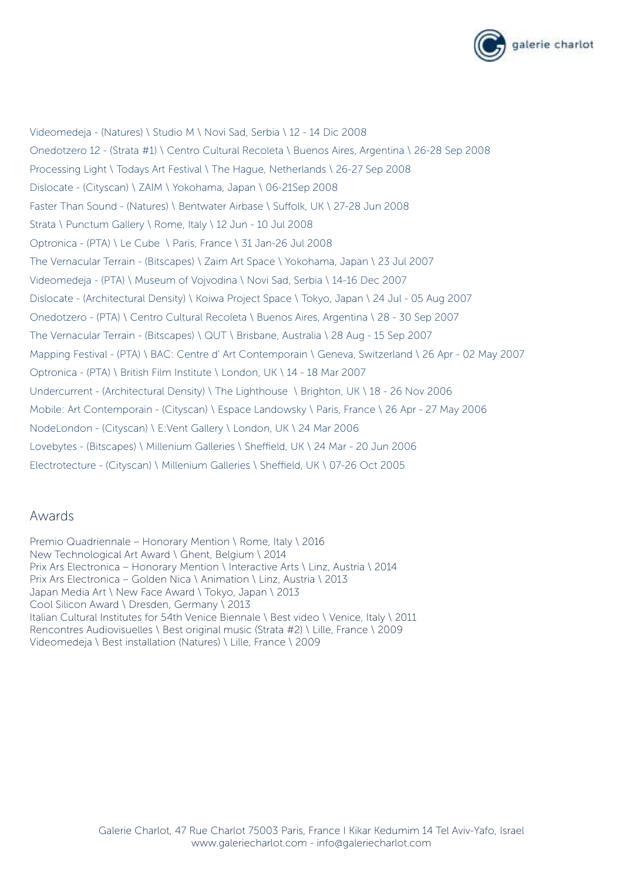Videomedeja - (Natures) \ Studio M \ Novi Sad, Serbia \ 12 - 14 Dic 2008

Onedotzero 12 - (Strata #1) \ Centro Cultural Recoleta \ Buenos Aires, Argentina \ 26-28 Sep 2008

Processing Light \ Todays Art Festival \ The Hague, Netherlands \ 26-27 Sep 2008

Dislocate - (Cityscan) \ ZAIM \ Yokohama, Japan \ 06-21Sep 2008

Faster Than Sound - (Natures) \ Bentwater Airbase \ Suffolk, UK \ 27-28 Jun 2008

Strata \ Punctum Gallery \ Rome, Italy \ 12 Jun - 10 Jul 2008

Optronica - (PTA) \ Le Cube \ Paris, France \ 31 Jan-26 Jul 2008

The Vernacular Terrain - (Bitscapes) \ Zaim Art Space \ Yokohama, Japan \ 23 Jul 2007

Videomedeja - (PTA) \ Museum of Vojvodina \ Novi Sad, Serbia \ 14-16 Dec 2007

Dislocate - (Architectural Density) \ Koiwa Project Space \ Tokyo, Japan \ 24 Jul - 05 Aug 2007

Onedotzero - (PTA) \ Centro Cultural Recoleta \ Buenos Aires, Argentina \ 28 - 30 Sep 2007

The Vernacular Terrain - (Bitscapes) \ QUT \ Brisbane, Australia \ 28 Aug - 15 Sep 2007

Mapping Festival - (PTA) \ BAC: Centre d' Art Contemporain \ Geneva, Switzerland \ 26 Apr - 02 May 2007

Optronica - (PTA) \ British Film Institute \ London, UK \ 14 - 18 Mar 2007

Undercurrent - (Architectural Density) \ The Lighthouse \ Brighton, UK \ 18 - 26 Nov 2006

Mobile: Art Contemporain - (Cityscan) \ Espace Landowsky \ Paris, France \ 26 Apr - 27 May 2006

NodeLondon - (Cityscan) \ E:Vent Gallery \ London, UK \ 24 Mar 2006

Lovebytes - (Bitscapes) \ Millenium Galleries \ Sheffield, UK \ 24 Mar - 20 Jun 2006

Electrotecture - (Cityscan) \ Millenium Galleries \ Sheffield, UK \ 07-26 Oct 2005

## Awards

Premio Quadriennale – Honorary Mention \ Rome, Italy \ 2016
New Technological Art Award \ Ghent, Belgium \ 2014
Prix Ars Electronica – Honorary Mention \ Interactive Arts \ Linz, Austria \ 2014
Prix Ars Electronica – Golden Nica \ Animation \ Linz, Austria \ 2013
Japan Media Art \ New Face Award \ Tokyo, Japan \ 2013
Cool Silicon Award \ Dresden, Germany \ 2013
Italian Cultural Institutes for 54th Venice Biennale \ Best video \ Venice, Italy \ 2011
Rencontres Audiovisuelles \ Best original music (Strata #2) \ Lille, France \ 2009
Videomedeja \ Best installation (Natures) \ Lille, France \ 2009